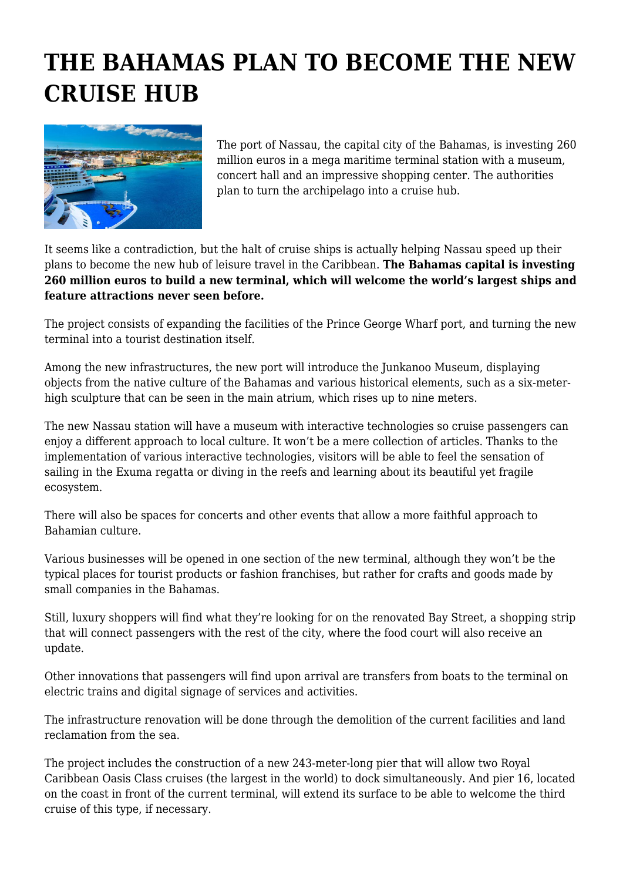# THE BAHAMAS PLAN TO BECOME THE NEW CRUISE HUB

The port of Nassau, the capital city of the Bahamas, is investing 260 million euros in a mega maritime terminal station with a museum, concert hall and an impressive shopping center. The authorities plan to turn the archipelago into a cruise hub.

It seems like a contradiction, but the halt of cruise ships is actually helping Nassau speed up their plans to become the new hub of leisure travel in the Caribbean. **The Bahamas capital is investing 260 million euros to build a new terminal, which will welcome the world's largest ships and feature attractions never seen before.**

The project consists of expanding the facilities of the Prince George Wharf port, and turning the new terminal into a tourist destination itself.

Among the new infrastructures, the new port will introduce the Junkanoo Museum, displaying objects from the native culture of the Bahamas and various historical elements, such as a six-meter-high sculpture that can be seen in the main atrium, which rises up to nine meters.

The new Nassau station will have a museum with interactive technologies so cruise passengers can enjoy a different approach to local culture. It won't be a mere collection of articles. Thanks to the implementation of various interactive technologies, visitors will be able to feel the sensation of sailing in the Exuma regatta or diving in the reefs and learning about its beautiful yet fragile ecosystem.

There will also be spaces for concerts and other events that allow a more faithful approach to Bahamian culture.

Various businesses will be opened in one section of the new terminal, although they won't be the typical places for tourist products or fashion franchises, but rather for crafts and goods made by small companies in the Bahamas.

Still, luxury shoppers will find what they're looking for on the renovated Bay Street, a shopping strip that will connect passengers with the rest of the city, where the food court will also receive an update.

Other innovations that passengers will find upon arrival are transfers from boats to the terminal on electric trains and digital signage of services and activities.

The infrastructure renovation will be done through the demolition of the current facilities and land reclamation from the sea.

The project includes the construction of a new 243-meter-long pier that will allow two Royal Caribbean Oasis Class cruises (the largest in the world) to dock simultaneously. And pier 16, located on the coast in front of the current terminal, will extend its surface to be able to welcome the third cruise of this type, if necessary.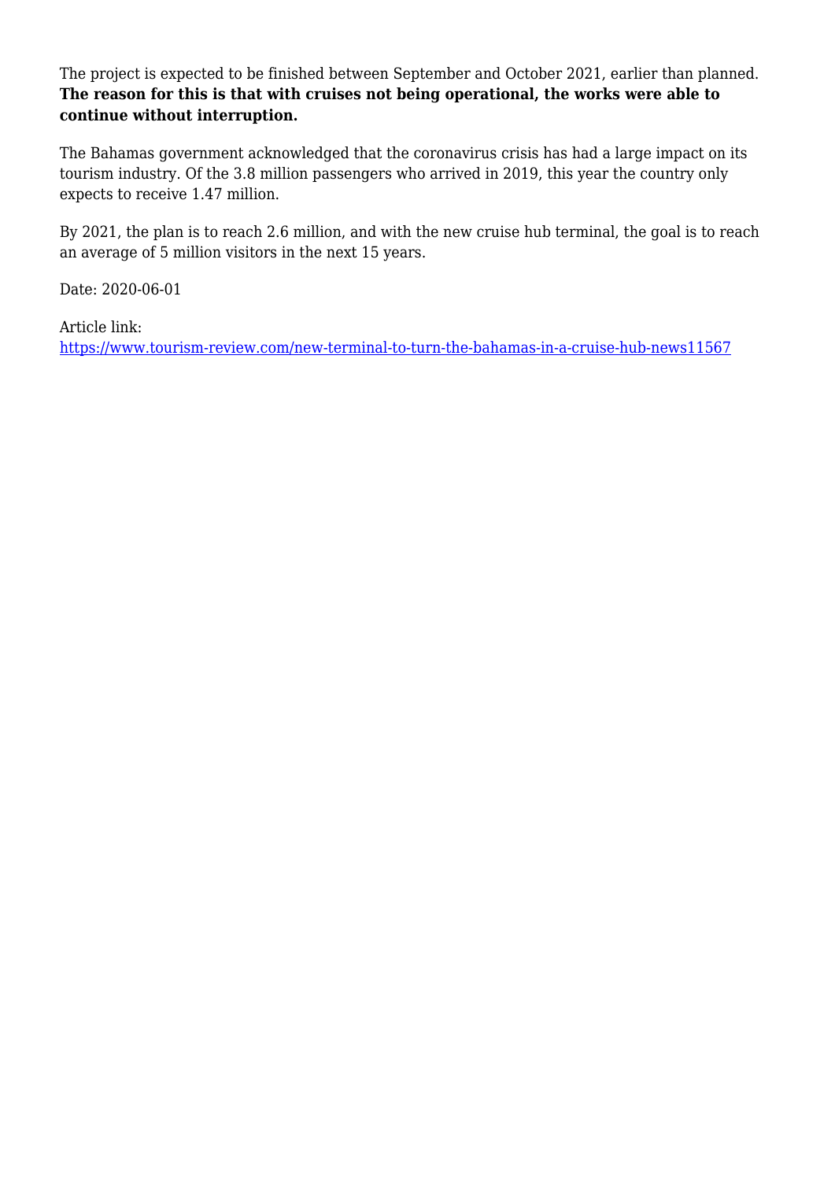The project is expected to be finished between September and October 2021, earlier than planned. **The reason for this is that with cruises not being operational, the works were able to continue without interruption.**

The Bahamas government acknowledged that the coronavirus crisis has had a large impact on its tourism industry. Of the 3.8 million passengers who arrived in 2019, this year the country only expects to receive 1.47 million.

By 2021, the plan is to reach 2.6 million, and with the new cruise hub terminal, the goal is to reach an average of 5 million visitors in the next 15 years.

Date: 2020-06-01

Article link:
https://www.tourism-review.com/new-terminal-to-turn-the-bahamas-in-a-cruise-hub-news11567